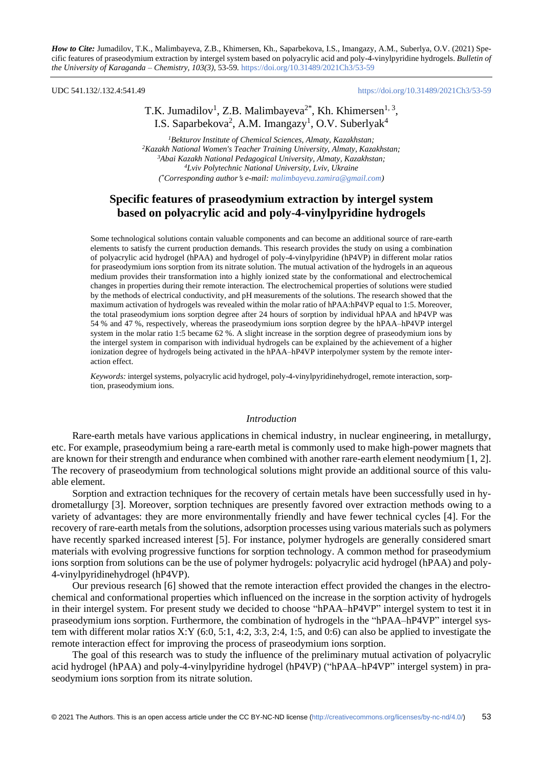*How to Cite:* Jumadilov, T.K., Malimbayeva, Z.B., Khimersen, Kh., Saparbekova, I.S., Imangazy, A.M., Suberlya, O.V. (2021) Specific features of praseodymium extraction by intergel system based on polyacrylic acid and poly-4-vinylpyridine hydrogels. *Bulletin of the University of Karaganda – Chemistry, 103(3)*, 53-59. https://doi.org/10.31489/2021Ch3/53-59

UDC 541.132/.132.4:541.49 https://doi.org/10.31489/2021Ch3/53-59

T.K. Jumadilov[1], Z.B. Malimbayeva[2*], Kh. Khimersen[1, 3], I.S. Saparbekova[2], A.M. Imangazy[1], O.V. Suberlyak[4]

[1]*Bekturov Institute of Chemical Sciences, Almaty, Kazakhstan;*
[2]*Kazakh National Women's Teacher Training University, Almaty, Kazakhstan;*
[3]*Abai Kazakh National Pedagogical University, Almaty, Kazakhstan;*
[4]*Lviv Polytechnic National University, Lviv, Ukraine*
*(\*Corresponding author's e-mail: malimbayeva.zamira@gmail.com)*

# Specific features of praseodymium extraction by intergel system based on polyacrylic acid and poly-4-vinylpyridine hydrogels

Some technological solutions contain valuable components and can become an additional source of rare-earth elements to satisfy the current production demands. This research provides the study on using a combination of polyacrylic acid hydrogel (hPAA) and hydrogel of poly-4-vinylpyridine (hP4VP) in different molar ratios for praseodymium ions sorption from its nitrate solution. The mutual activation of the hydrogels in an aqueous medium provides their transformation into a highly ionized state by the conformational and electrochemical changes in properties during their remote interaction. The electrochemical properties of solutions were studied by the methods of electrical conductivity, and pH measurements of the solutions. The research showed that the maximum activation of hydrogels was revealed within the molar ratio of hPAA:hP4VP equal to 1:5. Moreover, the total praseodymium ions sorption degree after 24 hours of sorption by individual hPAA and hP4VP was 54 % and 47 %, respectively, whereas the praseodymium ions sorption degree by the hPAA–hP4VP intergel system in the molar ratio 1:5 became 62 %. A slight increase in the sorption degree of praseodymium ions by the intergel system in comparison with individual hydrogels can be explained by the achievement of a higher ionization degree of hydrogels being activated in the hPAA–hP4VP interpolymer system by the remote interaction effect.

*Keywords:* intergel systems, polyacrylic acid hydrogel, poly-4-vinylpyridinehydrogel, remote interaction, sorption, praseodymium ions.

## *Introduction*

Rare-earth metals have various applications in chemical industry, in nuclear engineering, in metallurgy, etc. For example, praseodymium being a rare-earth metal is commonly used to make high-power magnets that are known for their strength and endurance when combined with another rare-earth element neodymium [1, 2]. The recovery of praseodymium from technological solutions might provide an additional source of this valuable element.

Sorption and extraction techniques for the recovery of certain metals have been successfully used in hydrometallurgy [3]. Moreover, sorption techniques are presently favored over extraction methods owing to a variety of advantages: they are more environmentally friendly and have fewer technical cycles [4]. For the recovery of rare-earth metals from the solutions, adsorption processes using various materials such as polymers have recently sparked increased interest [5]. For instance, polymer hydrogels are generally considered smart materials with evolving progressive functions for sorption technology. A common method for praseodymium ions sorption from solutions can be the use of polymer hydrogels: polyacrylic acid hydrogel (hPAA) and poly-4-vinylpyridinehydrogel (hP4VP).

Our previous research [6] showed that the remote interaction effect provided the changes in the electrochemical and conformational properties which influenced on the increase in the sorption activity of hydrogels in their intergel system. For present study we decided to choose "hPAA–hP4VP" intergel system to test it in praseodymium ions sorption. Furthermore, the combination of hydrogels in the "hPAA–hP4VP" intergel system with different molar ratios X:Y (6:0, 5:1, 4:2, 3:3, 2:4, 1:5, and 0:6) can also be applied to investigate the remote interaction effect for improving the process of praseodymium ions sorption.

The goal of this research was to study the influence of the preliminary mutual activation of polyacrylic acid hydrogel (hPAA) and poly-4-vinylpyridine hydrogel (hP4VP) ("hPAA–hP4VP" intergel system) in praseodymium ions sorption from its nitrate solution.

© 2021 The Authors. This is an open access article under the CC BY-NC-ND license (http://creativecommons.org/licenses/by-nc-nd/4.0/)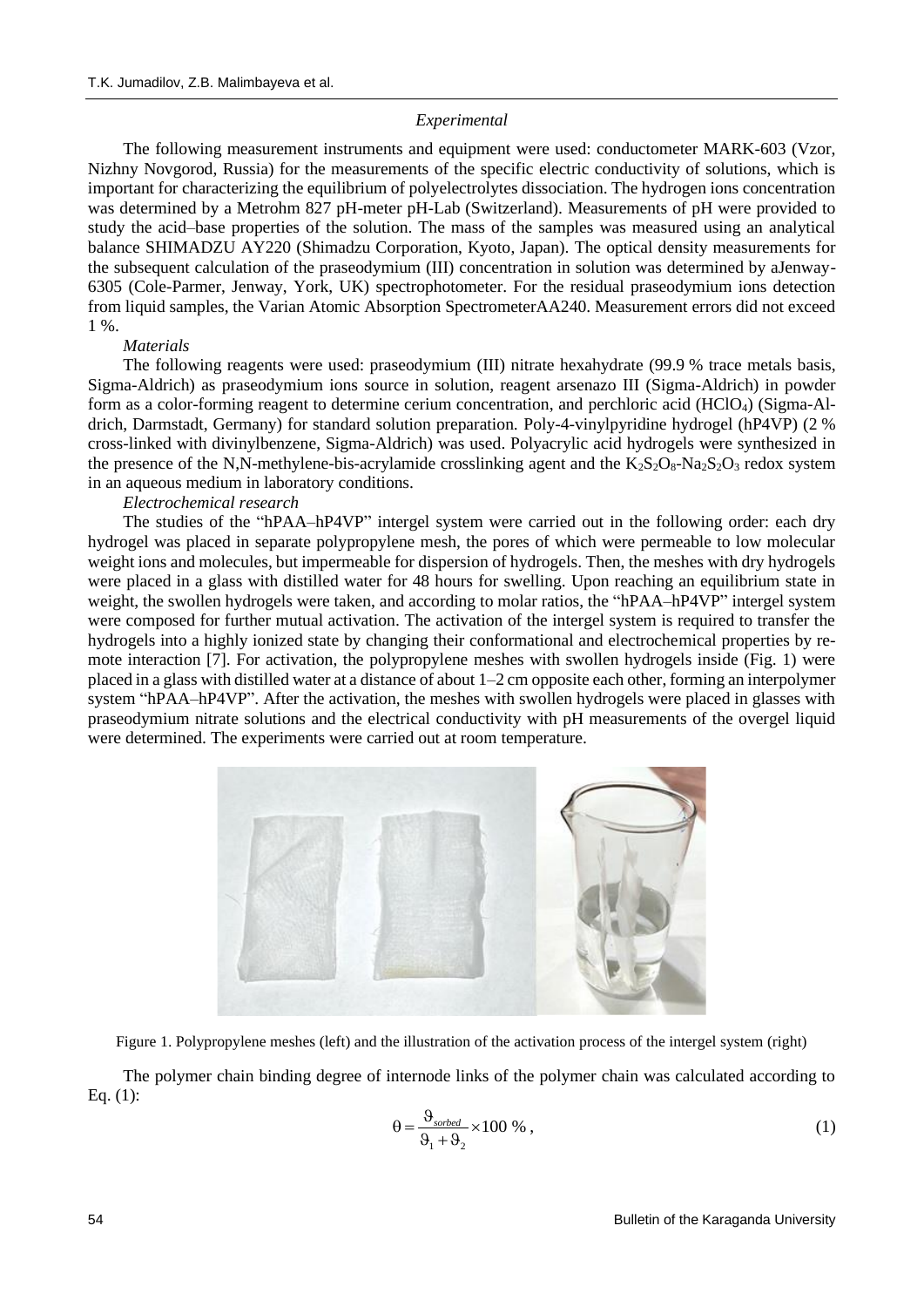*Experimental*

The following measurement instruments and equipment were used: conductometer MARK-603 (Vzor, Nizhny Novgorod, Russia) for the measurements of the specific electric conductivity of solutions, which is important for characterizing the equilibrium of polyelectrolytes dissociation. The hydrogen ions concentration was determined by a Metrohm 827 pH-meter pH-Lab (Switzerland). Measurements of pH were provided to study the acid–base properties of the solution. The mass of the samples was measured using an analytical balance SHIMADZU AY220 (Shimadzu Corporation, Kyoto, Japan). The optical density measurements for the subsequent calculation of the praseodymium (III) concentration in solution was determined by aJenway-6305 (Cole-Parmer, Jenway, York, UK) spectrophotometer. For the residual praseodymium ions detection from liquid samples, the Varian Atomic Absorption SpectrometerAA240. Measurement errors did not exceed 1 %.

*Materials*

The following reagents were used: praseodymium (III) nitrate hexahydrate (99.9 % trace metals basis, Sigma-Aldrich) as praseodymium ions source in solution, reagent arsenazo III (Sigma-Aldrich) in powder form as a color-forming reagent to determine cerium concentration, and perchloric acid ($HClO_4$) (Sigma-Aldrich, Darmstadt, Germany) for standard solution preparation. Poly-4-vinylpyridine hydrogel (hP4VP) (2 % cross-linked with divinylbenzene, Sigma-Aldrich) was used. Polyacrylic acid hydrogels were synthesized in the presence of the N,N-methylene-bis-acrylamide crosslinking agent and the $K_2S_2O_8$-$Na_2S_2O_3$ redox system in an aqueous medium in laboratory conditions.

*Electrochemical research*

The studies of the "hPAA–hP4VP" intergel system were carried out in the following order: each dry hydrogel was placed in separate polypropylene mesh, the pores of which were permeable to low molecular weight ions and molecules, but impermeable for dispersion of hydrogels. Then, the meshes with dry hydrogels were placed in a glass with distilled water for 48 hours for swelling. Upon reaching an equilibrium state in weight, the swollen hydrogels were taken, and according to molar ratios, the "hPAA–hP4VP" intergel system were composed for further mutual activation. The activation of the intergel system is required to transfer the hydrogels into a highly ionized state by changing their conformational and electrochemical properties by remote interaction [7]. For activation, the polypropylene meshes with swollen hydrogels inside (Fig. 1) were placed in a glass with distilled water at a distance of about 1–2 cm opposite each other, forming an interpolymer system "hPAA–hP4VP". After the activation, the meshes with swollen hydrogels were placed in glasses with praseodymium nitrate solutions and the electrical conductivity with pH measurements of the overgel liquid were determined. The experiments were carried out at room temperature.

Figure 1. Polypropylene meshes (left) and the illustration of the activation process of the intergel system (right)

The polymer chain binding degree of internode links of the polymer chain was calculated according to Eq. (1):

$$\theta = \frac{\vartheta_{sorbed}}{\vartheta_1 + \vartheta_2} \times 100 \ \%, \tag{1}$$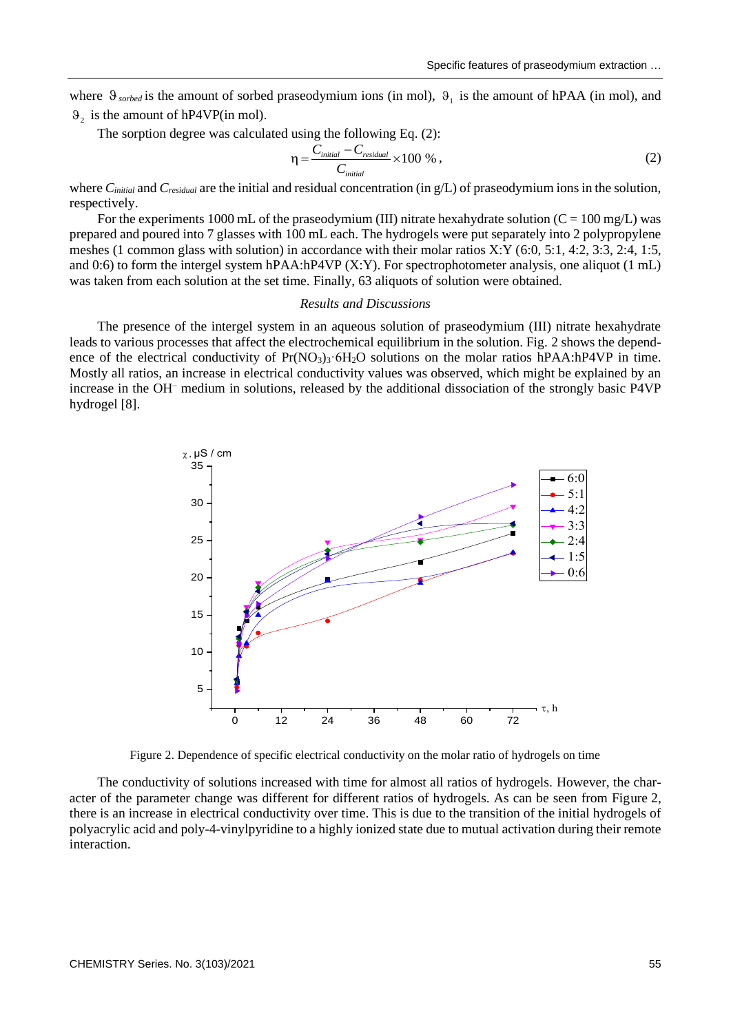where $\vartheta_{sorbed}$ is the amount of sorbed praseodymium ions (in mol), $\vartheta_1$ is the amount of hPAA (in mol), and $\vartheta_2$ is the amount of hP4VP(in mol).

The sorption degree was calculated using the following Eq. (2):

$$\eta = \frac{C_{initial} - C_{residual}}{C_{initial}} \times 100\ \%, \tag{2}$$

where $C_{initial}$ and $C_{residual}$ are the initial and residual concentration (in g/L) of praseodymium ions in the solution, respectively.

For the experiments 1000 mL of the praseodymium (III) nitrate hexahydrate solution (C = 100 mg/L) was prepared and poured into 7 glasses with 100 mL each. The hydrogels were put separately into 2 polypropylene meshes (1 common glass with solution) in accordance with their molar ratios X:Y (6:0, 5:1, 4:2, 3:3, 2:4, 1:5, and 0:6) to form the intergel system hPAA:hP4VP (X:Y). For spectrophotometer analysis, one aliquot (1 mL) was taken from each solution at the set time. Finally, 63 aliquots of solution were obtained.

*Results and Discussions*

The presence of the intergel system in an aqueous solution of praseodymium (III) nitrate hexahydrate leads to various processes that affect the electrochemical equilibrium in the solution. Fig. 2 shows the dependence of the electrical conductivity of $Pr(NO_3)_3 \cdot 6H_2O$ solutions on the molar ratios hPAA:hP4VP in time. Mostly all ratios, an increase in electrical conductivity values was observed, which might be explained by an increase in the $OH^-$ medium in solutions, released by the additional dissociation of the strongly basic P4VP hydrogel [8].

χ, μS / cm
35
30
25
20
15
10
5
0 12 24 36 48 60 72
τ, h
6:0
5:1
4:2
3:3
2:4
1:5
0:6

Figure 2. Dependence of specific electrical conductivity on the molar ratio of hydrogels on time

The conductivity of solutions increased with time for almost all ratios of hydrogels. However, the character of the parameter change was different for different ratios of hydrogels. As can be seen from Figure 2, there is an increase in electrical conductivity over time. This is due to the transition of the initial hydrogels of polyacrylic acid and poly-4-vinylpyridine to a highly ionized state due to mutual activation during their remote interaction.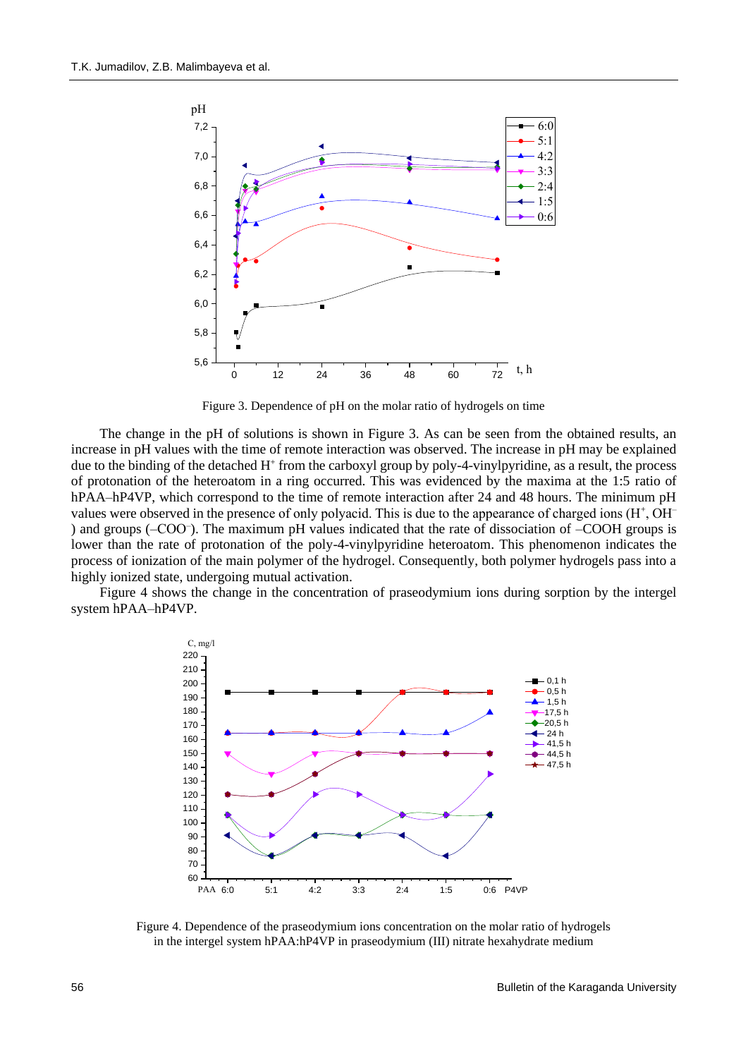pH

7,2
7,0
6,8
6,6
6,4
6,2
6,0
5,8
5,6

0 12 24 36 48 60 72 t, h

6:0
5:1
4:2
3:3
2:4
1:5
0:6

Figure 3. Dependence of pH on the molar ratio of hydrogels on time

The change in the pH of solutions is shown in Figure 3. As can be seen from the obtained results, an increase in pH values with the time of remote interaction was observed. The increase in pH may be explained due to the binding of the detached $H^+$ from the carboxyl group by poly-4-vinylpyridine, as a result, the process of protonation of the heteroatom in a ring occurred. This was evidenced by the maxima at the 1:5 ratio of hPAA–hP4VP, which correspond to the time of remote interaction after 24 and 48 hours. The minimum pH values were observed in the presence of only polyacid. This is due to the appearance of charged ions ($H^+$, $OH^-$) and groups ($-COO^-$). The maximum pH values indicated that the rate of dissociation of –COOH groups is lower than the rate of protonation of the poly-4-vinylpyridine heteroatom. This phenomenon indicates the process of ionization of the main polymer of the hydrogel. Consequently, both polymer hydrogels pass into a highly ionized state, undergoing mutual activation.

Figure 4 shows the change in the concentration of praseodymium ions during sorption by the intergel system hPAA–hP4VP.

C, mg/l

220
210
200
190
180
170
160
150
140
130
120
110
100
90
80
70
60

PAA 6:0 5:1 4:2 3:3 2:4 1:5 0:6 P4VP

0,1 h
0,5 h
1,5 h
17,5 h
20,5 h
24 h
41,5 h
44,5 h
47,5 h

Figure 4. Dependence of the praseodymium ions concentration on the molar ratio of hydrogels in the intergel system hPAA:hP4VP in praseodymium (III) nitrate hexahydrate medium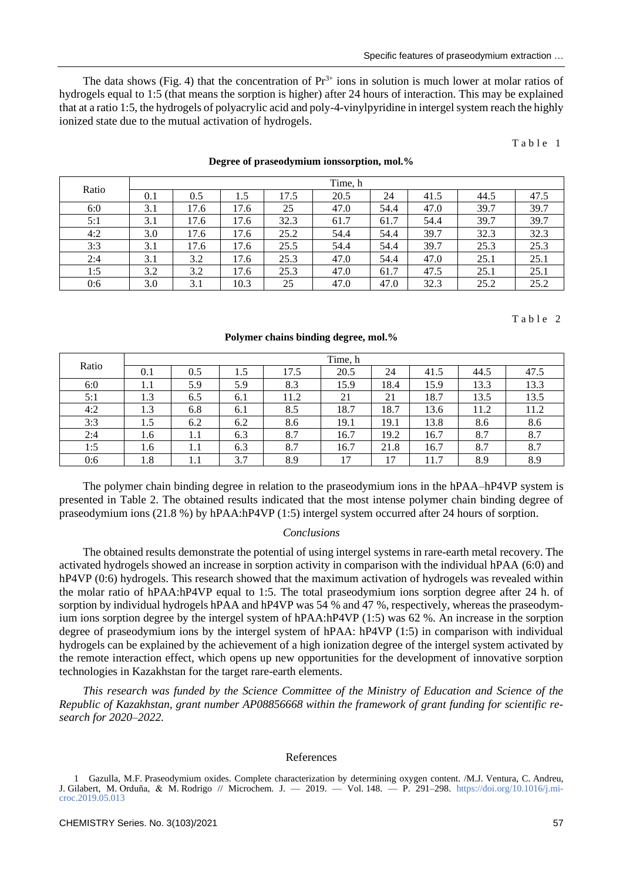The data shows (Fig. 4) that the concentration of $Pr^{3+}$ ions in solution is much lower at molar ratios of hydrogels equal to 1:5 (that means the sorption is higher) after 24 hours of interaction. This may be explained that at a ratio 1:5, the hydrogels of polyacrylic acid and poly-4-vinylpyridine in intergel system reach the highly ionized state due to the mutual activation of hydrogels.

Table 1

**Degree of praseodymium ionssorption, mol.%**

| Ratio | Time, h | | | | | | | | |
|---|---|---|---|---|---|---|---|---|---|
| | 0.1 | 0.5 | 1.5 | 17.5 | 20.5 | 24 | 41.5 | 44.5 | 47.5 |
| 6:0 | 3.1 | 17.6 | 17.6 | 25 | 47.0 | 54.4 | 47.0 | 39.7 | 39.7 |
| 5:1 | 3.1 | 17.6 | 17.6 | 32.3 | 61.7 | 61.7 | 54.4 | 39.7 | 39.7 |
| 4:2 | 3.0 | 17.6 | 17.6 | 25.2 | 54.4 | 54.4 | 39.7 | 32.3 | 32.3 |
| 3:3 | 3.1 | 17.6 | 17.6 | 25.5 | 54.4 | 54.4 | 39.7 | 25.3 | 25.3 |
| 2:4 | 3.1 | 3.2 | 17.6 | 25.3 | 47.0 | 54.4 | 47.0 | 25.1 | 25.1 |
| 1:5 | 3.2 | 3.2 | 17.6 | 25.3 | 47.0 | 61.7 | 47.5 | 25.1 | 25.1 |
| 0:6 | 3.0 | 3.1 | 10.3 | 25 | 47.0 | 47.0 | 32.3 | 25.2 | 25.2 |

Table 2

**Polymer chains binding degree, mol.%**

| Ratio | Time, h | | | | | | | | |
|---|---|---|---|---|---|---|---|---|---|
| | 0.1 | 0.5 | 1.5 | 17.5 | 20.5 | 24 | 41.5 | 44.5 | 47.5 |
| 6:0 | 1.1 | 5.9 | 5.9 | 8.3 | 15.9 | 18.4 | 15.9 | 13.3 | 13.3 |
| 5:1 | 1.3 | 6.5 | 6.1 | 11.2 | 21 | 21 | 18.7 | 13.5 | 13.5 |
| 4:2 | 1.3 | 6.8 | 6.1 | 8.5 | 18.7 | 18.7 | 13.6 | 11.2 | 11.2 |
| 3:3 | 1.5 | 6.2 | 6.2 | 8.6 | 19.1 | 19.1 | 13.8 | 8.6 | 8.6 |
| 2:4 | 1.6 | 1.1 | 6.3 | 8.7 | 16.7 | 19.2 | 16.7 | 8.7 | 8.7 |
| 1:5 | 1.6 | 1.1 | 6.3 | 8.7 | 16.7 | 21.8 | 16.7 | 8.7 | 8.7 |
| 0:6 | 1.8 | 1.1 | 3.7 | 8.9 | 17 | 17 | 11.7 | 8.9 | 8.9 |

The polymer chain binding degree in relation to the praseodymium ions in the hPAA–hP4VP system is presented in Table 2. The obtained results indicated that the most intense polymer chain binding degree of praseodymium ions (21.8 %) by hPAA:hP4VP (1:5) intergel system occurred after 24 hours of sorption.

### *Conclusions*

The obtained results demonstrate the potential of using intergel systems in rare-earth metal recovery. The activated hydrogels showed an increase in sorption activity in comparison with the individual hPAA (6:0) and hP4VP (0:6) hydrogels. This research showed that the maximum activation of hydrogels was revealed within the molar ratio of hPAA:hP4VP equal to 1:5. The total praseodymium ions sorption degree after 24 h. of sorption by individual hydrogels hPAA and hP4VP was 54 % and 47 %, respectively, whereas the praseodymium ions sorption degree by the intergel system of hPAA:hP4VP (1:5) was 62 %. An increase in the sorption degree of praseodymium ions by the intergel system of hPAA: hP4VP (1:5) in comparison with individual hydrogels can be explained by the achievement of a high ionization degree of the intergel system activated by the remote interaction effect, which opens up new opportunities for the development of innovative sorption technologies in Kazakhstan for the target rare-earth elements.

*This research was funded by the Science Committee of the Ministry of Education and Science of the Republic of Kazakhstan, grant number AP08856668 within the framework of grant funding for scientific research for 2020–2022.*

## References

1 Gazulla, M.F. Praseodymium oxides. Complete characterization by determining oxygen content. /M.J. Ventura, C. Andreu, J. Gilabert, M. Orduña, & M. Rodrigo // Microchem. J. — 2019. — Vol. 148. — P. 291–298. https://doi.org/10.1016/j.microc.2019.05.013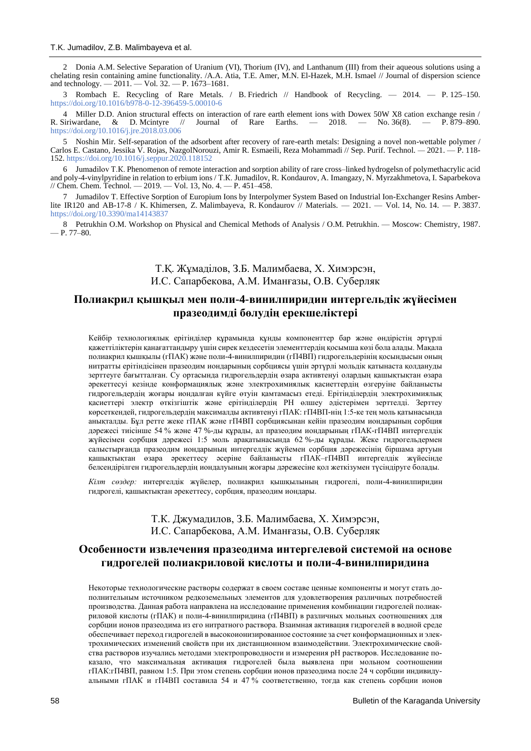2 Donia A.M. Selective Separation of Uranium (VI), Thorium (IV), and Lanthanum (III) from their aqueous solutions using a chelating resin containing amine functionality. /A.A. Atia, T.E. Amer, M.N. El-Hazek, M.H. Ismael // Journal of dispersion science and technology. — 2011. — Vol. 32. — P. 1673–1681.

3 Rombach E. Recycling of Rare Metals. / B. Friedrich // Handbook of Recycling. — 2014. — P. 125–150. https://doi.org/10.1016/b978-0-12-396459-5.00010-6

4 Miller D.D. Anion structural effects on interaction of rare earth element ions with Dowex 50W X8 cation exchange resin / R. Siriwardane, & D. Mcintyre // Journal of Rare Earths. — 2018. — No. 36(8). — P. 879–890. https://doi.org/10.1016/j.jre.2018.03.006

5 Noshin Mir. Self-separation of the adsorbent after recovery of rare-earth metals: Designing a novel non-wettable polymer / Carlos E. Castano, Jessika V. Rojas, NazgolNorouzi, Amir R. Esmaeili, Reza Mohammadi // Sep. Purif. Technol. — 2021. — P. 118-152. https://doi.org/10.1016/j.seppur.2020.118152

6 Jumadilov T.K. Phenomenon of remote interaction and sorption ability of rare cross–linked hydrogelsn of polymethacrylic acid and poly-4-vinylpyridine in relation to erbium ions / T.K. Jumadilov, R. Kondaurov, A. Imangazy, N. Myrzakhmetova, I. Saparbekova // Chem. Chem. Technol. — 2019. — Vol. 13, No. 4. — P. 451–458.

7 Jumadilov T. Effective Sorption of Europium Ions by Interpolymer System Based on Industrial Ion-Exchanger Resins Amberlite IR120 and AB-17-8 / K. Khimersen, Z. Malimbayeva, R. Kondaurov // Materials. — 2021. — Vol. 14, No. 14. — P. 3837. https://doi.org/10.3390/ma14143837

8 Petrukhin O.M. Workshop on Physical and Chemical Methods of Analysis / O.M. Petrukhin. — Moscow: Chemistry, 1987. — P. 77–80.

Т.Қ. Жұмаділов, З.Б. Малимбаева, Х. Химэрсэн,
И.С. Сапарбекова, А.М. Иманғазы, О.В. Суберляк

## Полиакрил қышқыл мен поли-4-винилпиридин интергельдік жүйесімен празеодимді бөлудің ерекшеліктері

Кейбір технологиялық ерітінділер құрамында құнды компоненттер бар және өндірістің әртүрлі қажеттіліктерін қанағаттандыру үшін сирек кездесетін элементтердің қосымша көзі бола алады. Мақала полиакрил қышқылы (гПАК) және поли-4-винилпиридин (гП4ВП) гидрогельдерінің қосындысын оның нитратты ерітіндісінен празеодим иондарының сорбциясы үшін әртүрлі мольдік қатынаста қолдануды зерттеуге бағытталған. Су ортасында гидрогельдердің өзара активтенуі олардың қашықтықтан өзара әрекеттесуі кезінде конформациялық және электрохимиялық қасиеттердің өзгеруіне байланысты гидрогельдердің жоғары иондалған күйге өтуін қамтамасыз етеді. Ерітінділердің электрохимиялық қасиеттері электр өткізгіштік және ерітінділердің РН өлшеу әдістерімен зерттелді. Зерттеу көрсеткендей, гидрогельдердің максималды активтенуі гПАК: гП4ВП-нің 1:5-ке тең моль қатынасында анықталды. Бұл ретте жеке гПАК және гП4ВП сорбциясынан кейін празеодим иондарының сорбция дәрежесі тиісінше 54 % және 47 %-ды құрады, ал празеодим иондарының гПАК-гП4ВП интергелдік жүйесімен сорбция дәрежесі 1:5 моль арақатынасында 62 %-ды құрады. Жеке гидрогельдермен салыстырғанда празеодим иондарының интергелдік жүйемен сорбция дәрежесінің біршама артуын қашықтықтан өзара әрекеттесу әсеріне байланысты гПАК–гП4ВП интергелдік жүйесінде белсендірілген гидрогельдердің иондалуының жоғары дәрежесіне қол жеткізумен түсіндіруге болады.

*Кілт сөздер:* интергелдік жүйелер, полиакрил қышқылының гидрогелі, поли-4-винилпиридин гидрогелі, қашықтықтан әрекеттесу, сорбция, празеодим иондары.

Т.К. Джумадилов, З.Б. Малимбаева, Х. Химэрсэн,
И.С. Сапарбекова, А.М. Иманғазы, О.В. Суберляк

## Особенности извлечения празеодима интергелевой системой на основе гидрогелей полиакриловой кислоты и поли-4-винилпиридина

Некоторые технологические растворы содержат в своем составе ценные компоненты и могут стать дополнительным источником редкоземельных элементов для удовлетворения различных потребностей производства. Данная работа направлена на исследование применения комбинации гидрогелей полиакриловой кислоты (гПАК) и поли-4-винилпиридина (гП4ВП) в различных мольных соотношениях для сорбции ионов празеодима из его нитратного раствора. Взаимная активация гидрогелей в водной среде обеспечивает переход гидрогелей в высокоионизированное состояние за счет конформационных и электрохимических изменений свойств при их дистанционном взаимодействии. Электрохимические свойства растворов изучались методами электропроводности и измерения pH растворов. Исследование показало, что максимальная активация гидрогелей была выявлена при мольном соотношении гПАК:гП4ВП, равном 1:5. При этом степень сорбции ионов празеодима после 24 ч сорбции индивидуальными гПАК и гП4ВП составила 54 и 47 % соответственно, тогда как степень сорбции ионов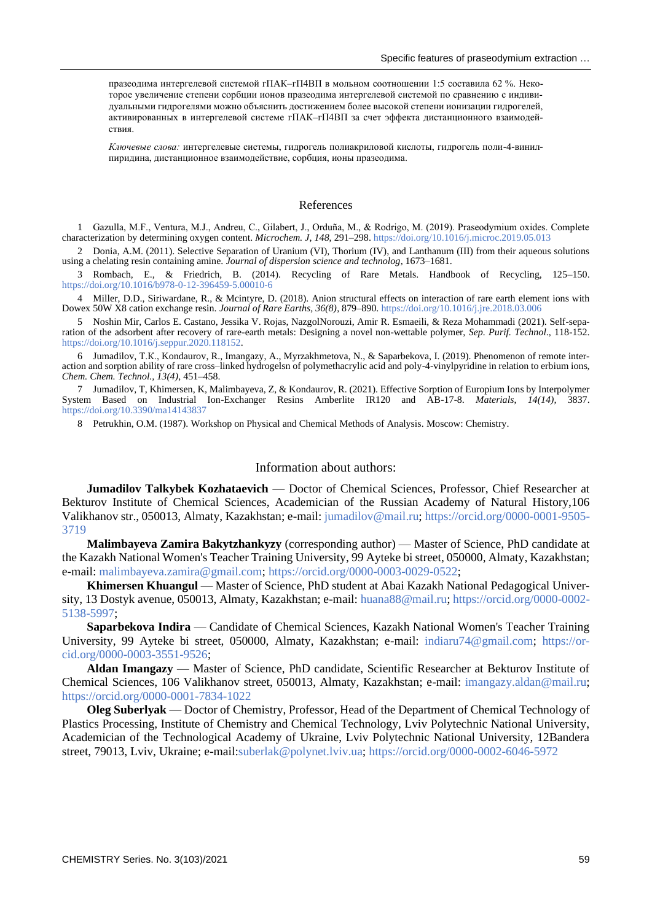празеодима интергелевой системой гПАК–гП4ВП в мольном соотношении 1:5 составила 62 %. Некоторое увеличение степени сорбции ионов празеодима интергелевой системой по сравнению с индивидуальными гидрогелями можно объяснить достижением более высокой степени ионизации гидрогелей, активированных в интергелевой системе гПАК–гП4ВП за счет эффекта дистанционного взаимодействия.

*Ключевые слова:* интергелевые системы, гидрогель полиакриловой кислоты, гидрогель поли-4-винилпиридина, дистанционное взаимодействие, сорбция, ионы празеодима.

## References

1 Gazulla, M.F., Ventura, M.J., Andreu, C., Gilabert, J., Orduña, M., & Rodrigo, M. (2019). Praseodymium oxides. Complete characterization by determining oxygen content. *Microchem. J, 148,* 291–298. https://doi.org/10.1016/j.microc.2019.05.013

2 Donia, A.M. (2011). Selective Separation of Uranium (VI), Thorium (IV), and Lanthanum (III) from their aqueous solutions using a chelating resin containing amine. *Journal of dispersion science and technolog*, 1673–1681.

3 Rombach, E., & Friedrich, B. (2014). Recycling of Rare Metals. Handbook of Recycling, 125–150. https://doi.org/10.1016/b978-0-12-396459-5.00010-6

4 Miller, D.D., Siriwardane, R., & Mcintyre, D. (2018). Anion structural effects on interaction of rare earth element ions with Dowex 50W X8 cation exchange resin. *Journal of Rare Earths, 36(8)*, 879–890. https://doi.org/10.1016/j.jre.2018.03.006

5 Noshin Mir, Carlos E. Castano, Jessika V. Rojas, NazgolNorouzi, Amir R. Esmaeili, & Reza Mohammadi (2021). Self-separation of the adsorbent after recovery of rare-earth metals: Designing a novel non-wettable polymer, *Sep. Purif. Technol.,* 118-152. https://doi.org/10.1016/j.seppur.2020.118152.

6 Jumadilov, T.K., Kondaurov, R., Imangazy, A., Myrzakhmetova, N., & Saparbekova, I. (2019). Phenomenon of remote interaction and sorption ability of rare cross–linked hydrogelsn of polymethacrylic acid and poly-4-vinylpyridine in relation to erbium ions, *Chem. Chem. Technol., 13(4)*, 451–458.

7 Jumadilov, T, Khimersen, K, Malimbayeva, Z, & Kondaurov, R. (2021). Effective Sorption of Europium Ions by Interpolymer System Based on Industrial Ion-Exchanger Resins Amberlite IR120 and AB-17-8. *Materials, 14(14),* 3837. https://doi.org/10.3390/ma14143837

8 Petrukhin, O.M. (1987). Workshop on Physical and Chemical Methods of Analysis. Moscow: Chemistry.

## Information about authors:

**Jumadilov Talkybek Kozhataevich** — Doctor of Chemical Sciences, Professor, Chief Researcher at Bekturov Institute of Chemical Sciences, Academician of the Russian Academy of Natural History,106 Valikhanov str., 050013, Almaty, Kazakhstan; e-mail: jumadilov@mail.ru; https://orcid.org/0000-0001-9505-3719

**Malimbayeva Zamira Bakytzhankyzy** (corresponding author) — Master of Science, PhD candidate at the Kazakh National Women's Teacher Training University, 99 Ayteke bi street, 050000, Almaty, Kazakhstan; e-mail: malimbayeva.zamira@gmail.com; https://orcid.org/0000-0003-0029-0522;

**Khimersen Khuangul** — Master of Science, PhD student at Abai Kazakh National Pedagogical University, 13 Dostyk avenue, 050013, Almaty, Kazakhstan; e-mail: huana88@mail.ru; https://orcid.org/0000-0002-5138-5997;

**Saparbekova Indira** — Candidate of Chemical Sciences, Kazakh National Women's Teacher Training University, 99 Ayteke bi street, 050000, Almaty, Kazakhstan; e-mail: indiaru74@gmail.com; https://orcid.org/0000-0003-3551-9526;

**Aldan Imangazy** — Master of Science, PhD candidate, Scientific Researcher at Bekturov Institute of Chemical Sciences, 106 Valikhanov street, 050013, Almaty, Kazakhstan; e-mail: imangazy.aldan@mail.ru; https://orcid.org/0000-0001-7834-1022

**Oleg Suberlyak** — Doctor of Chemistry, Professor, Head of the Department of Chemical Technology of Plastics Processing, Institute of Chemistry and Chemical Technology, Lviv Polytechnic National University, Academician of the Technological Academy of Ukraine, Lviv Polytechnic National University, 12Bandera street, 79013, Lviv, Ukraine; e-mail:suberlak@polynet.lviv.ua; https://orcid.org/0000-0002-6046-5972